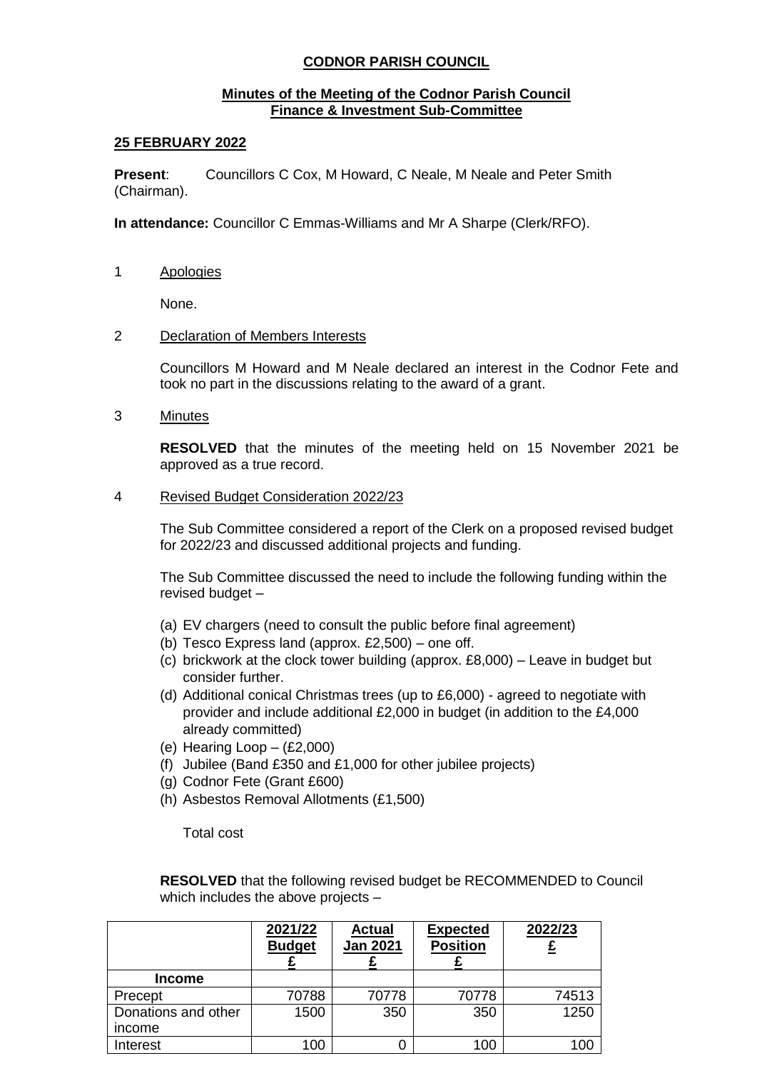# CODNOR PARISH COUNCIL

## Minutes of the Meeting of the Codnor Parish Council Finance & Investment Sub-Committee

### 25 FEBRUARY 2022

**Present**: Councillors C Cox, M Howard, C Neale, M Neale and Peter Smith (Chairman).

**In attendance:** Councillor C Emmas-Williams and Mr A Sharpe (Clerk/RFO).

1 Apologies

None.

2 Declaration of Members Interests

Councillors M Howard and M Neale declared an interest in the Codnor Fete and took no part in the discussions relating to the award of a grant.

3 Minutes

**RESOLVED** that the minutes of the meeting held on 15 November 2021 be approved as a true record.

4 Revised Budget Consideration 2022/23

The Sub Committee considered a report of the Clerk on a proposed revised budget for 2022/23 and discussed additional projects and funding.

The Sub Committee discussed the need to include the following funding within the revised budget –

(a) EV chargers (need to consult the public before final agreement)
(b) Tesco Express land (approx. £2,500) – one off.
(c) brickwork at the clock tower building (approx. £8,000) – Leave in budget but consider further.
(d) Additional conical Christmas trees (up to £6,000) - agreed to negotiate with provider and include additional £2,000 in budget (in addition to the £4,000 already committed)
(e) Hearing Loop – (£2,000)
(f) Jubilee (Band £350 and £1,000 for other jubilee projects)
(g) Codnor Fete (Grant £600)
(h) Asbestos Removal Allotments (£1,500)

Total cost

**RESOLVED** that the following revised budget be RECOMMENDED to Council which includes the above projects –

| | 2021/22 Budget £ | Actual Jan 2021 £ | Expected Position £ | 2022/23 £ |
|---|---|---|---|---|
| **Income** | | | | |
| Precept | 70788 | 70778 | 70778 | 74513 |
| Donations and other income | 1500 | 350 | 350 | 1250 |
| Interest | 100 | 0 | 100 | 100 |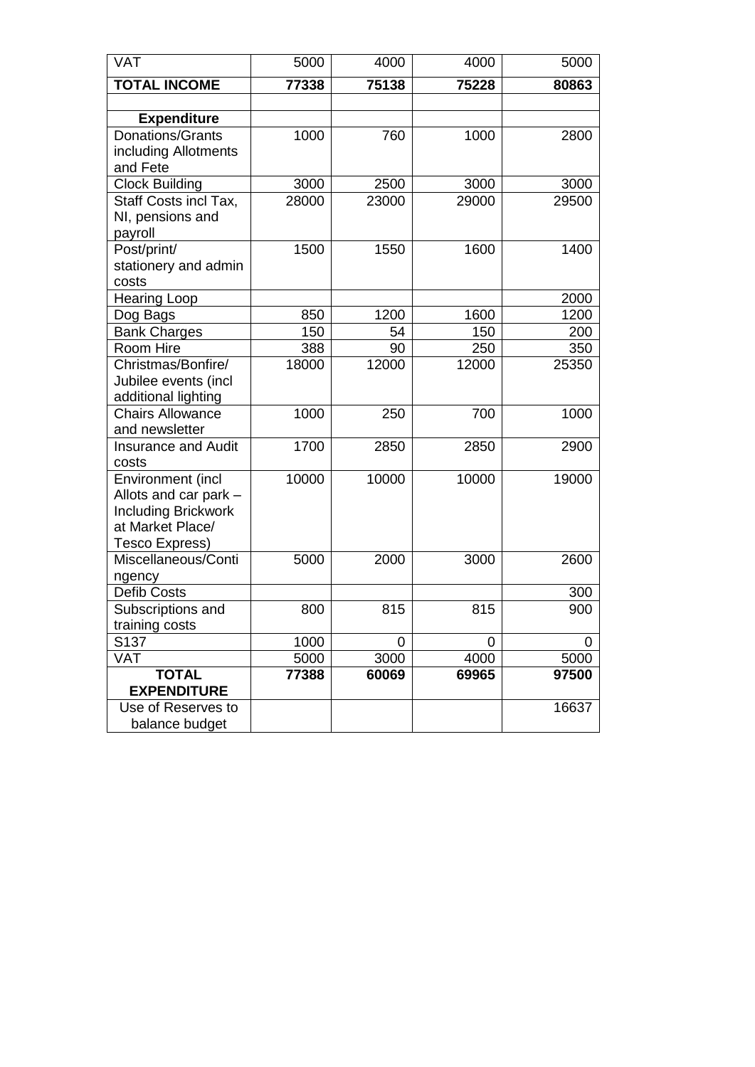| | | | | |
|---|---|---|---|---|
| VAT | 5000 | 4000 | 4000 | 5000 |
| **TOTAL INCOME** | **77338** | **75138** | **75228** | **80863** |
| | | | | |
| **Expenditure** | | | | |
| Donations/Grants including Allotments and Fete | 1000 | 760 | 1000 | 2800 |
| Clock Building | 3000 | 2500 | 3000 | 3000 |
| Staff Costs incl Tax, NI, pensions and payroll | 28000 | 23000 | 29000 | 29500 |
| Post/print/ stationery and admin costs | 1500 | 1550 | 1600 | 1400 |
| Hearing Loop | | | | 2000 |
| Dog Bags | 850 | 1200 | 1600 | 1200 |
| Bank Charges | 150 | 54 | 150 | 200 |
| Room Hire | 388 | 90 | 250 | 350 |
| Christmas/Bonfire/ Jubilee events (incl additional lighting | 18000 | 12000 | 12000 | 25350 |
| Chairs Allowance and newsletter | 1000 | 250 | 700 | 1000 |
| Insurance and Audit costs | 1700 | 2850 | 2850 | 2900 |
| Environment (incl Allots and car park – Including Brickwork at Market Place/ Tesco Express) | 10000 | 10000 | 10000 | 19000 |
| Miscellaneous/Contingency | 5000 | 2000 | 3000 | 2600 |
| Defib Costs | | | | 300 |
| Subscriptions and training costs | 800 | 815 | 815 | 900 |
| S137 | 1000 | 0 | 0 | 0 |
| VAT | 5000 | 3000 | 4000 | 5000 |
| **TOTAL EXPENDITURE** | **77388** | **60069** | **69965** | **97500** |
| Use of Reserves to balance budget | | | | 16637 |